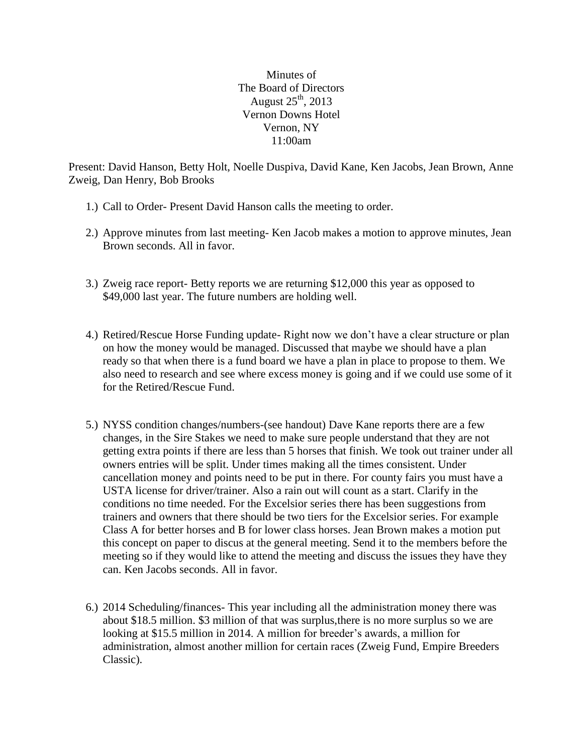Minutes of
The Board of Directors
August 25th, 2013
Vernon Downs Hotel
Vernon, NY
11:00am

Present: David Hanson, Betty Holt, Noelle Duspiva, David Kane, Ken Jacobs, Jean Brown, Anne Zweig, Dan Henry, Bob Brooks

1.) Call to Order- Present David Hanson calls the meeting to order.

2.) Approve minutes from last meeting- Ken Jacob makes a motion to approve minutes, Jean Brown seconds. All in favor.

3.) Zweig race report- Betty reports we are returning $12,000 this year as opposed to $49,000 last year. The future numbers are holding well.

4.) Retired/Rescue Horse Funding update- Right now we don't have a clear structure or plan on how the money would be managed. Discussed that maybe we should have a plan ready so that when there is a fund board we have a plan in place to propose to them. We also need to research and see where excess money is going and if we could use some of it for the Retired/Rescue Fund.

5.) NYSS condition changes/numbers-(see handout) Dave Kane reports there are a few changes, in the Sire Stakes we need to make sure people understand that they are not getting extra points if there are less than 5 horses that finish. We took out trainer under all owners entries will be split. Under times making all the times consistent. Under cancellation money and points need to be put in there. For county fairs you must have a USTA license for driver/trainer. Also a rain out will count as a start. Clarify in the conditions no time needed. For the Excelsior series there has been suggestions from trainers and owners that there should be two tiers for the Excelsior series. For example Class A for better horses and B for lower class horses. Jean Brown makes a motion put this concept on paper to discus at the general meeting. Send it to the members before the meeting so if they would like to attend the meeting and discuss the issues they have they can. Ken Jacobs seconds. All in favor.

6.) 2014 Scheduling/finances- This year including all the administration money there was about $18.5 million. $3 million of that was surplus,there is no more surplus so we are looking at $15.5 million in 2014. A million for breeder's awards, a million for administration, almost another million for certain races (Zweig Fund, Empire Breeders Classic).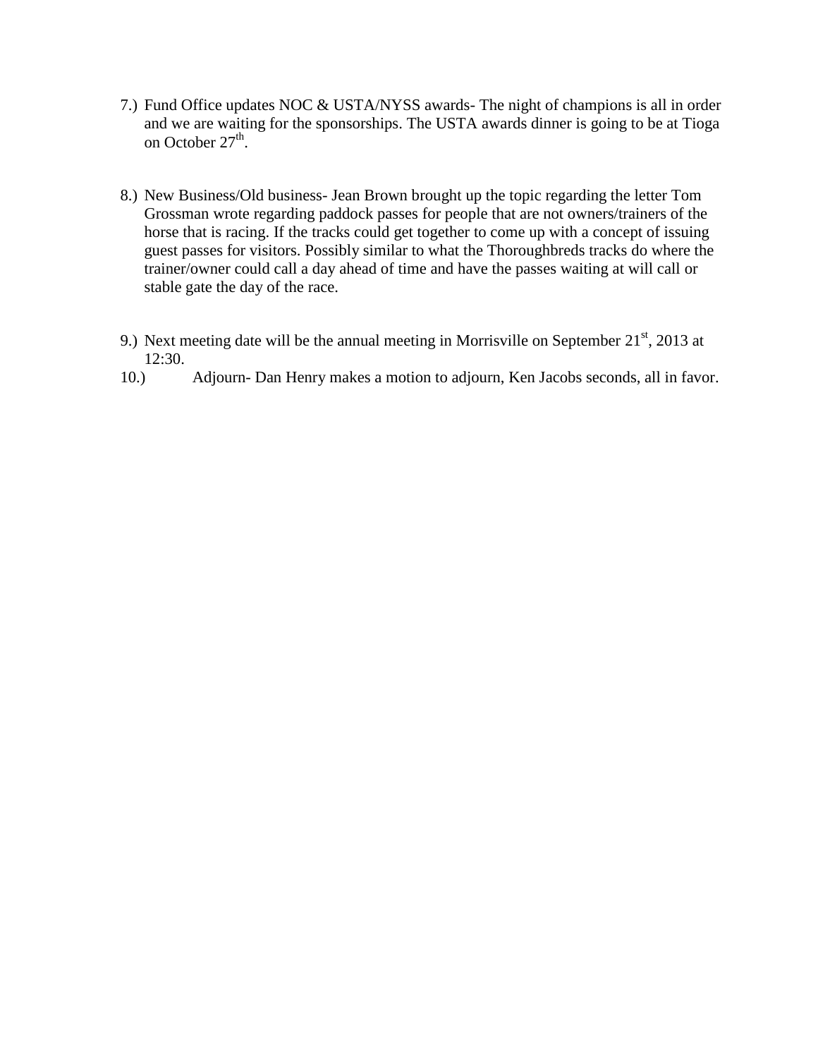7.) Fund Office updates NOC & USTA/NYSS awards- The night of champions is all in order and we are waiting for the sponsorships. The USTA awards dinner is going to be at Tioga on October 27th.

8.) New Business/Old business- Jean Brown brought up the topic regarding the letter Tom Grossman wrote regarding paddock passes for people that are not owners/trainers of the horse that is racing. If the tracks could get together to come up with a concept of issuing guest passes for visitors. Possibly similar to what the Thoroughbreds tracks do where the trainer/owner could call a day ahead of time and have the passes waiting at will call or stable gate the day of the race.

9.) Next meeting date will be the annual meeting in Morrisville on September 21st, 2013 at 12:30.

10.) Adjourn- Dan Henry makes a motion to adjourn, Ken Jacobs seconds, all in favor.